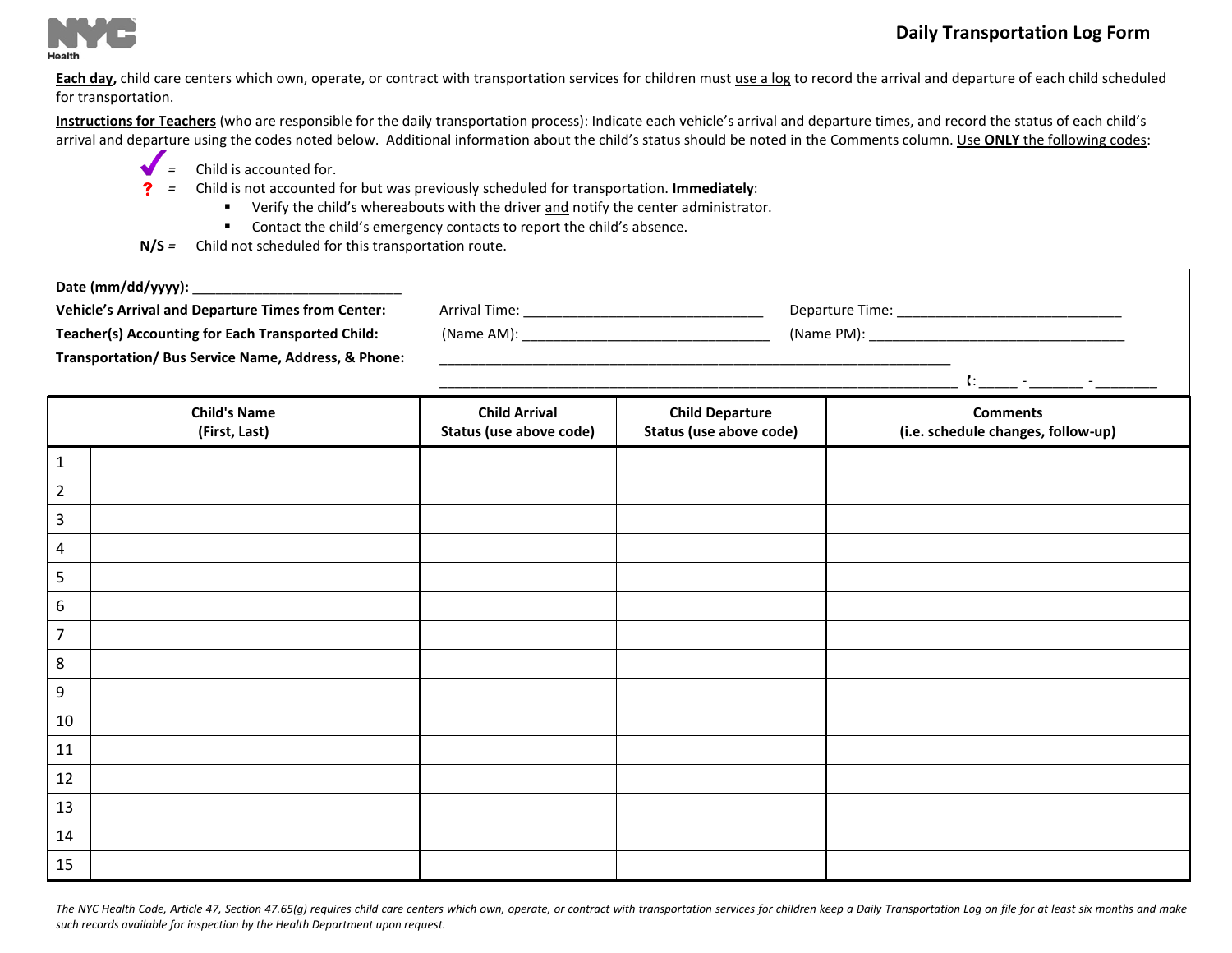NYC Health

# Daily Transportation Log Form

**Each day,** child care centers which own, operate, or contract with transportation services for children must use a log to record the arrival and departure of each child scheduled for transportation.

**Instructions for Teachers** (who are responsible for the daily transportation process): Indicate each vehicle's arrival and departure times, and record the status of each child's arrival and departure using the codes noted below. Additional information about the child's status should be noted in the Comments column. Use **ONLY** the following codes:

✓ = Child is accounted for.

**?** = Child is not accounted for but was previously scheduled for transportation. **Immediately**:

- Verify the child's whereabouts with the driver and notify the center administrator.
- Contact the child's emergency contacts to report the child's absence.

**N/S** = Child not scheduled for this transportation route.

**Date (mm/dd/yyyy):** ___________________________

**Vehicle's Arrival and Departure Times from Center:** Arrival Time: ________________________________ Departure Time: ______________________________

**Teacher(s) Accounting for Each Transported Child:** (Name AM): ________________________________ (Name PM): __________________________________

**Transportation/ Bus Service Name, Address, & Phone:** ____________________________________________________________________

____________________________________________________________________ (: _____ - _______ - ________

| | Child's Name (First, Last) | Child Arrival Status (use above code) | Child Departure Status (use above code) | Comments (i.e. schedule changes, follow-up) |
|---|---|---|---|---|
| 1 | | | | |
| 2 | | | | |
| 3 | | | | |
| 4 | | | | |
| 5 | | | | |
| 6 | | | | |
| 7 | | | | |
| 8 | | | | |
| 9 | | | | |
| 10 | | | | |
| 11 | | | | |
| 12 | | | | |
| 13 | | | | |
| 14 | | | | |
| 15 | | | | |

*The NYC Health Code, Article 47, Section 47.65(g) requires child care centers which own, operate, or contract with transportation services for children keep a Daily Transportation Log on file for at least six months and make such records available for inspection by the Health Department upon request.*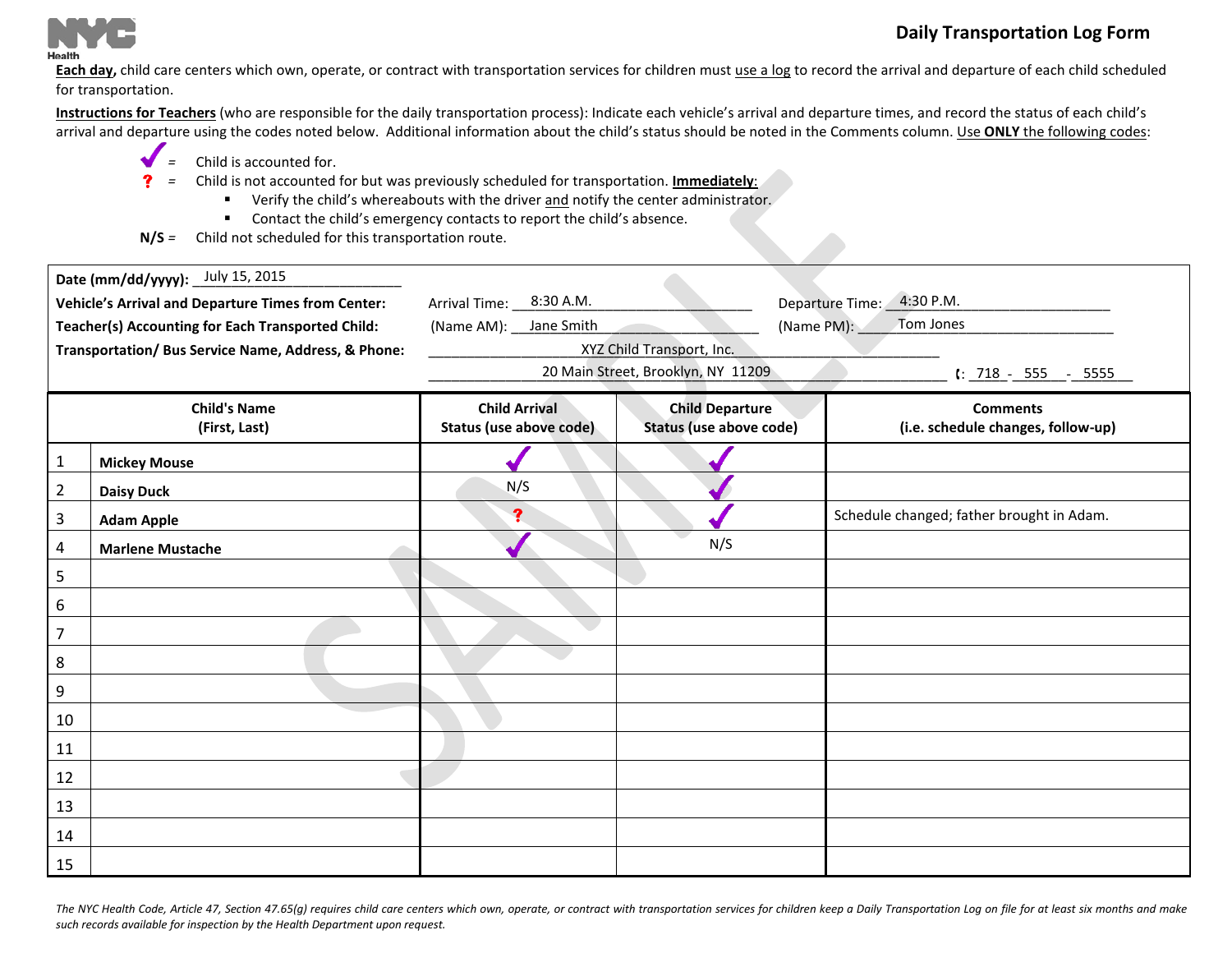# Daily Transportation Log Form

**<u>Each day</u>,** child care centers which own, operate, or contract with transportation services for children must <u>use a log</u> to record the arrival and departure of each child scheduled for transportation.

**<u>Instructions for Teachers</u>** (who are responsible for the daily transportation process): Indicate each vehicle's arrival and departure times, and record the status of each child's arrival and departure using the codes noted below. Additional information about the child's status should be noted in the Comments column. <u>Use **ONLY** the following codes</u>:

- ✓ = Child is accounted for.
- ? = Child is not accounted for but was previously scheduled for transportation. **<u>Immediately</u>**:
  - Verify the child's whereabouts with the driver <u>and</u> notify the center administrator.
  - Contact the child's emergency contacts to report the child's absence.
- **N/S** = Child not scheduled for this transportation route.

**Date (mm/dd/yyyy):** July 15, 2015

**Vehicle's Arrival and Departure Times from Center:** Arrival Time: 8:30 A.M. Departure Time: 4:30 P.M.

**Teacher(s) Accounting for Each Transported Child:** (Name AM): Jane Smith (Name PM): Tom Jones

**Transportation/ Bus Service Name, Address, & Phone:** XYZ Child Transport, Inc.
20 Main Street, Brooklyn, NY 11209 ✆: 718 - 555 - 5555

| | Child's Name (First, Last) | Child Arrival Status (use above code) | Child Departure Status (use above code) | Comments (i.e. schedule changes, follow-up) |
|---|---|---|---|---|
| 1 | **Mickey Mouse** | ✓ | ✓ | |
| 2 | **Daisy Duck** | N/S | ✓ | |
| 3 | **Adam Apple** | ? | ✓ | Schedule changed; father brought in Adam. |
| 4 | **Marlene Mustache** | ✓ | N/S | |
| 5 | | | | |
| 6 | | | | |
| 7 | | | | |
| 8 | | | | |
| 9 | | | | |
| 10 | | | | |
| 11 | | | | |
| 12 | | | | |
| 13 | | | | |
| 14 | | | | |
| 15 | | | | |

*The NYC Health Code, Article 47, Section 47.65(g) requires child care centers which own, operate, or contract with transportation services for children keep a Daily Transportation Log on file for at least six months and make such records available for inspection by the Health Department upon request.*